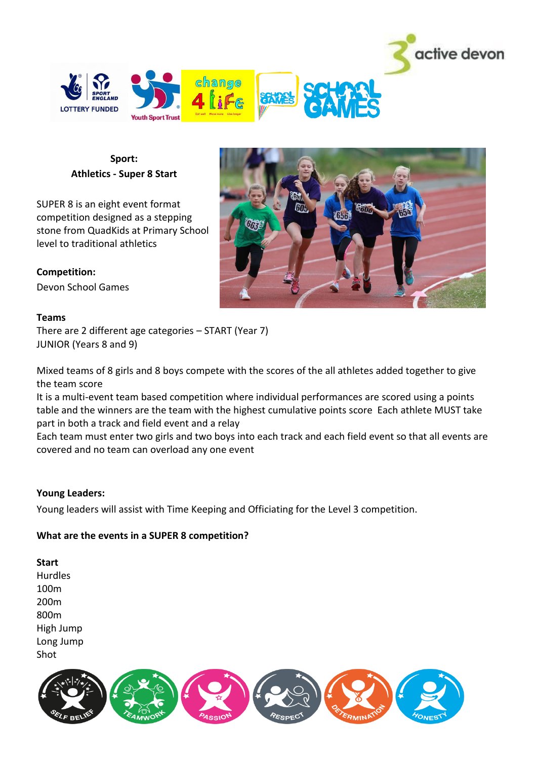**Sport:**
**Athletics - Super 8 Start**

SUPER 8 is an eight event format competition designed as a stepping stone from QuadKids at Primary School level to traditional athletics

**Competition:**
Devon School Games

**Teams**
There are 2 different age categories – START (Year 7)
JUNIOR (Years 8 and 9)

Mixed teams of 8 girls and 8 boys compete with the scores of the all athletes added together to give the team score
It is a multi-event team based competition where individual performances are scored using a points table and the winners are the team with the highest cumulative points score Each athlete MUST take part in both a track and field event and a relay
Each team must enter two girls and two boys into each track and each field event so that all events are covered and no team can overload any one event

**Young Leaders:**

Young leaders will assist with Time Keeping and Officiating for the Level 3 competition.

**What are the events in a SUPER 8 competition?**

**Start**
Hurdles
100m
200m
800m
High Jump
Long Jump
Shot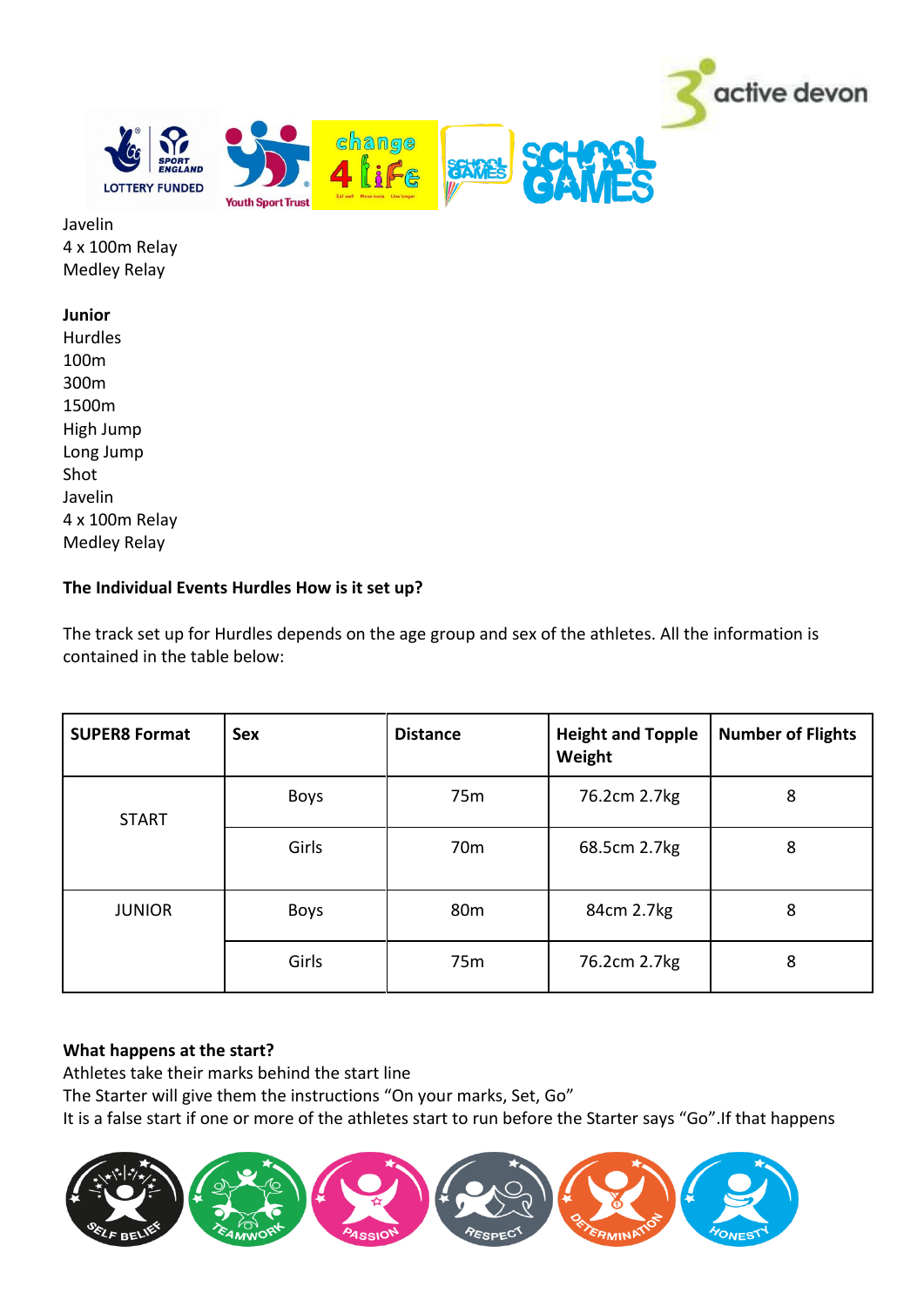Javelin
4 x 100m Relay
Medley Relay

**Junior**
Hurdles
100m
300m
1500m
High Jump
Long Jump
Shot
Javelin
4 x 100m Relay
Medley Relay

**The Individual Events Hurdles How is it set up?**

The track set up for Hurdles depends on the age group and sex of the athletes. All the information is contained in the table below:

| SUPER8 Format | Sex | Distance | Height and Topple Weight | Number of Flights |
|---|---|---|---|---|
| START | Boys | 75m | 76.2cm 2.7kg | 8 |
| | Girls | 70m | 68.5cm 2.7kg | 8 |
| JUNIOR | Boys | 80m | 84cm 2.7kg | 8 |
| | Girls | 75m | 76.2cm 2.7kg | 8 |

**What happens at the start?**
Athletes take their marks behind the start line
The Starter will give them the instructions "On your marks, Set, Go"
It is a false start if one or more of the athletes start to run before the Starter says "Go".If that happens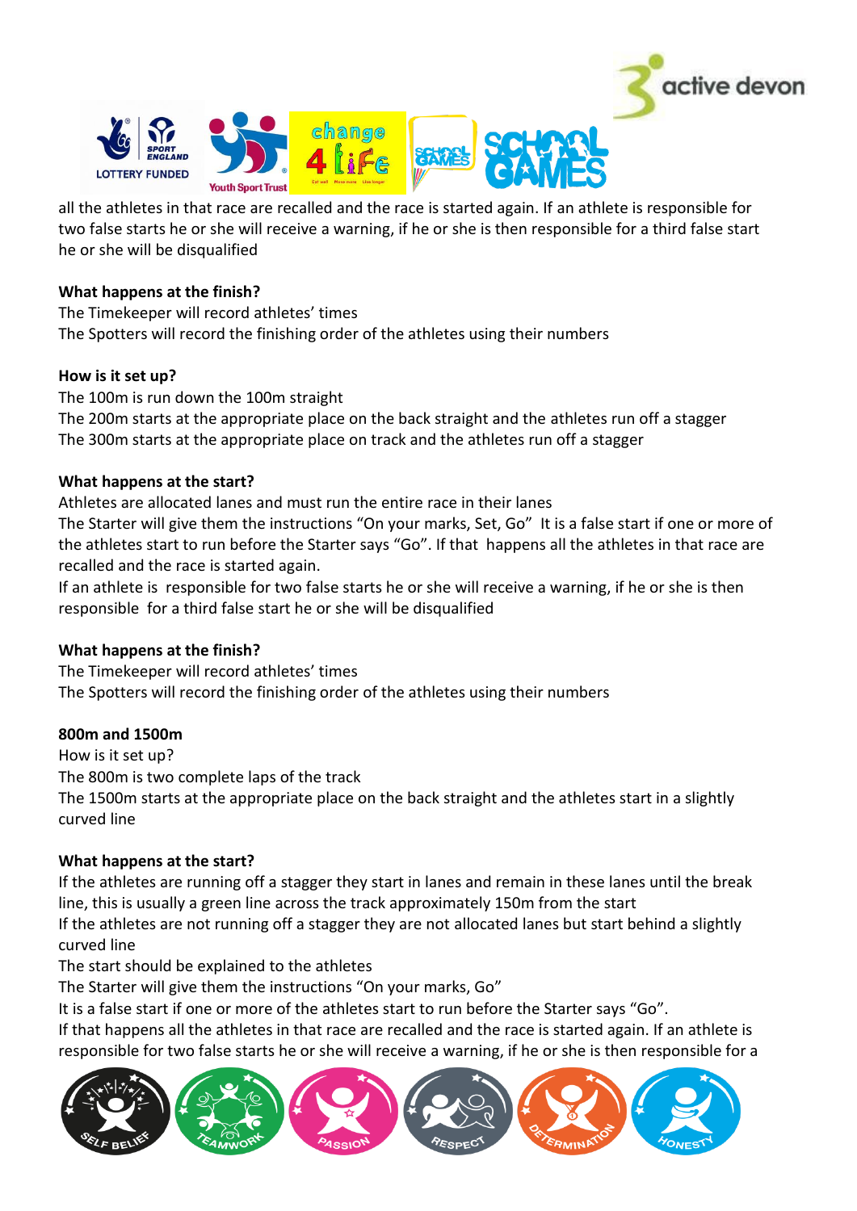all the athletes in that race are recalled and the race is started again. If an athlete is responsible for two false starts he or she will receive a warning, if he or she is then responsible for a third false start he or she will be disqualified

**What happens at the finish?**

The Timekeeper will record athletes' times
The Spotters will record the finishing order of the athletes using their numbers

**How is it set up?**

The 100m is run down the 100m straight
The 200m starts at the appropriate place on the back straight and the athletes run off a stagger
The 300m starts at the appropriate place on track and the athletes run off a stagger

**What happens at the start?**

Athletes are allocated lanes and must run the entire race in their lanes
The Starter will give them the instructions "On your marks, Set, Go" It is a false start if one or more of the athletes start to run before the Starter says "Go". If that happens all the athletes in that race are recalled and the race is started again.
If an athlete is responsible for two false starts he or she will receive a warning, if he or she is then responsible for a third false start he or she will be disqualified

**What happens at the finish?**

The Timekeeper will record athletes' times
The Spotters will record the finishing order of the athletes using their numbers

**800m and 1500m**

How is it set up?
The 800m is two complete laps of the track
The 1500m starts at the appropriate place on the back straight and the athletes start in a slightly curved line

**What happens at the start?**

If the athletes are running off a stagger they start in lanes and remain in these lanes until the break line, this is usually a green line across the track approximately 150m from the start
If the athletes are not running off a stagger they are not allocated lanes but start behind a slightly curved line
The start should be explained to the athletes
The Starter will give them the instructions "On your marks, Go"
It is a false start if one or more of the athletes start to run before the Starter says "Go".
If that happens all the athletes in that race are recalled and the race is started again. If an athlete is responsible for two false starts he or she will receive a warning, if he or she is then responsible for a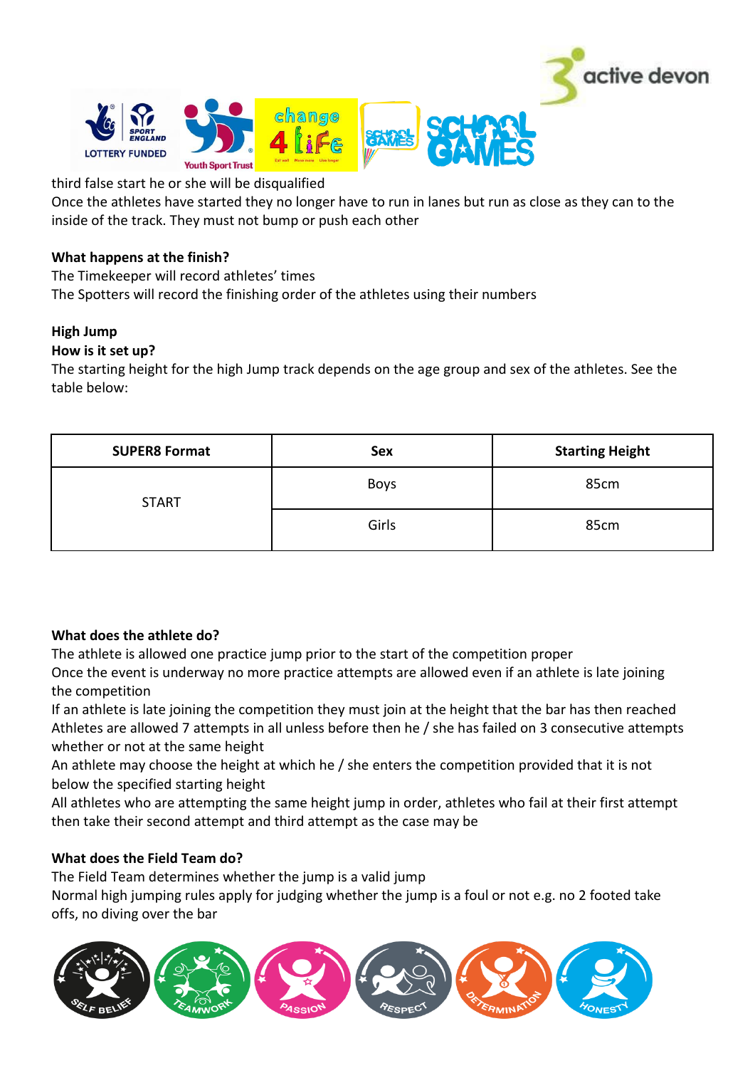third false start he or she will be disqualified

Once the athletes have started they no longer have to run in lanes but run as close as they can to the inside of the track. They must not bump or push each other

**What happens at the finish?**

The Timekeeper will record athletes' times

The Spotters will record the finishing order of the athletes using their numbers

## High Jump

**How is it set up?**

The starting height for the high Jump track depends on the age group and sex of the athletes. See the table below:

| SUPER8 Format | Sex | Starting Height |
|---|---|---|
| START | Boys | 85cm |
| | Girls | 85cm |

**What does the athlete do?**

The athlete is allowed one practice jump prior to the start of the competition proper

Once the event is underway no more practice attempts are allowed even if an athlete is late joining the competition

If an athlete is late joining the competition they must join at the height that the bar has then reached

Athletes are allowed 7 attempts in all unless before then he / she has failed on 3 consecutive attempts whether or not at the same height

An athlete may choose the height at which he / she enters the competition provided that it is not below the specified starting height

All athletes who are attempting the same height jump in order, athletes who fail at their first attempt then take their second attempt and third attempt as the case may be

**What does the Field Team do?**

The Field Team determines whether the jump is a valid jump

Normal high jumping rules apply for judging whether the jump is a foul or not e.g. no 2 footed take offs, no diving over the bar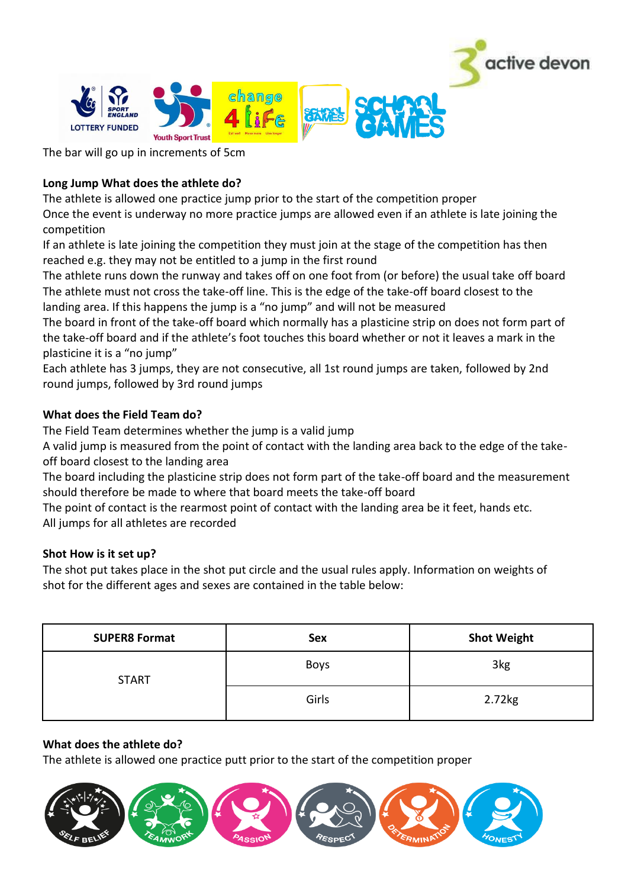The bar will go up in increments of 5cm

**Long Jump What does the athlete do?**

The athlete is allowed one practice jump prior to the start of the competition proper

Once the event is underway no more practice jumps are allowed even if an athlete is late joining the competition

If an athlete is late joining the competition they must join at the stage of the competition has then reached e.g. they may not be entitled to a jump in the first round

The athlete runs down the runway and takes off on one foot from (or before) the usual take off board

The athlete must not cross the take-off line. This is the edge of the take-off board closest to the landing area. If this happens the jump is a "no jump" and will not be measured

The board in front of the take-off board which normally has a plasticine strip on does not form part of the take-off board and if the athlete's foot touches this board whether or not it leaves a mark in the plasticine it is a "no jump"

Each athlete has 3 jumps, they are not consecutive, all 1st round jumps are taken, followed by 2nd round jumps, followed by 3rd round jumps

**What does the Field Team do?**

The Field Team determines whether the jump is a valid jump

A valid jump is measured from the point of contact with the landing area back to the edge of the take-off board closest to the landing area

The board including the plasticine strip does not form part of the take-off board and the measurement should therefore be made to where that board meets the take-off board

The point of contact is the rearmost point of contact with the landing area be it feet, hands etc.

All jumps for all athletes are recorded

**Shot How is it set up?**

The shot put takes place in the shot put circle and the usual rules apply. Information on weights of shot for the different ages and sexes are contained in the table below:

| SUPER8 Format | Sex | Shot Weight |
|---|---|---|
| START | Boys | 3kg |
| | Girls | 2.72kg |

**What does the athlete do?**

The athlete is allowed one practice putt prior to the start of the competition proper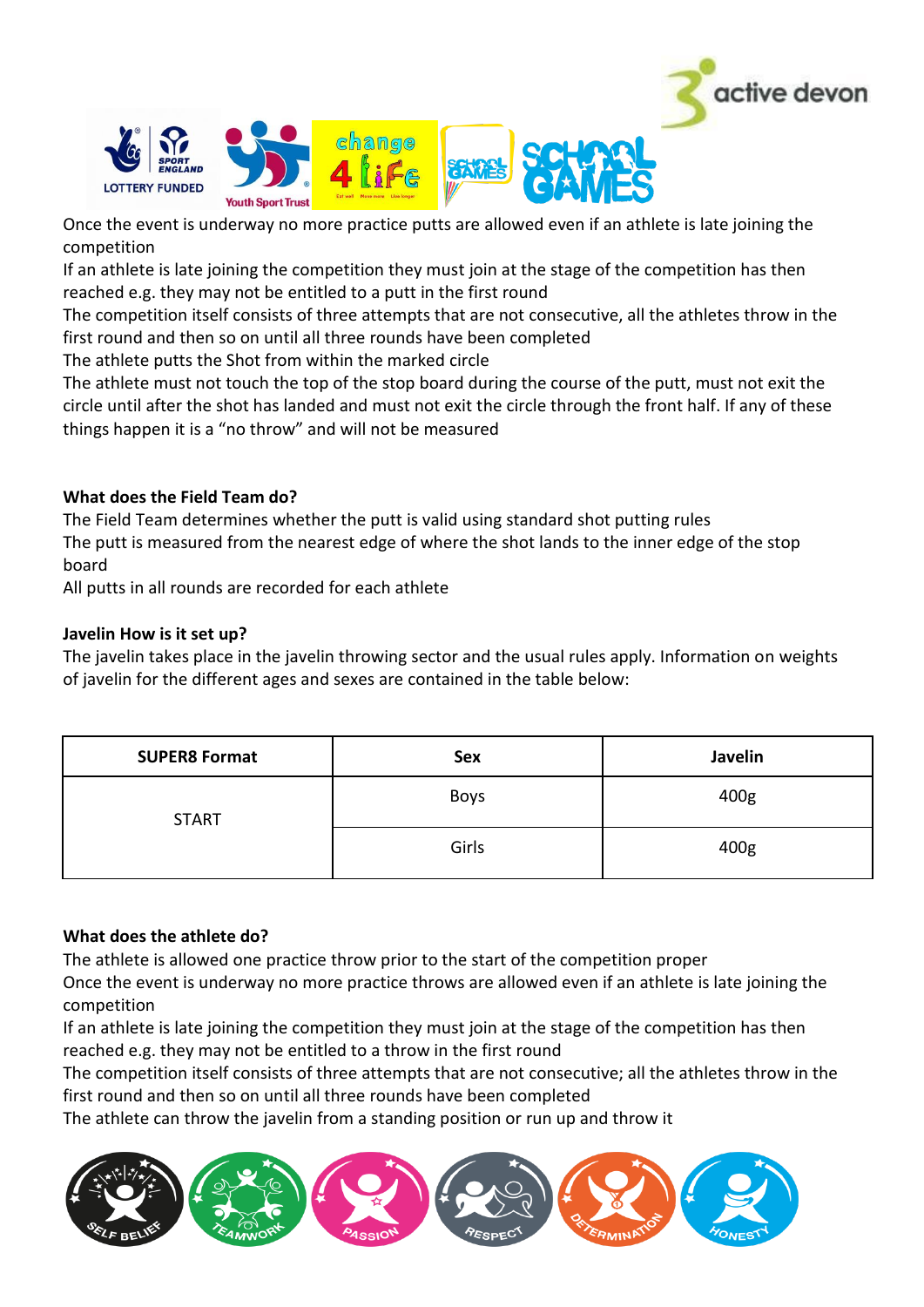Once the event is underway no more practice putts are allowed even if an athlete is late joining the competition

If an athlete is late joining the competition they must join at the stage of the competition has then reached e.g. they may not be entitled to a putt in the first round

The competition itself consists of three attempts that are not consecutive, all the athletes throw in the first round and then so on until all three rounds have been completed

The athlete putts the Shot from within the marked circle

The athlete must not touch the top of the stop board during the course of the putt, must not exit the circle until after the shot has landed and must not exit the circle through the front half. If any of these things happen it is a "no throw" and will not be measured

**What does the Field Team do?**

The Field Team determines whether the putt is valid using standard shot putting rules

The putt is measured from the nearest edge of where the shot lands to the inner edge of the stop board

All putts in all rounds are recorded for each athlete

**Javelin How is it set up?**

The javelin takes place in the javelin throwing sector and the usual rules apply. Information on weights of javelin for the different ages and sexes are contained in the table below:

| SUPER8 Format | Sex | Javelin |
|---|---|---|
| START | Boys | 400g |
| | Girls | 400g |

**What does the athlete do?**

The athlete is allowed one practice throw prior to the start of the competition proper

Once the event is underway no more practice throws are allowed even if an athlete is late joining the competition

If an athlete is late joining the competition they must join at the stage of the competition has then reached e.g. they may not be entitled to a throw in the first round

The competition itself consists of three attempts that are not consecutive; all the athletes throw in the first round and then so on until all three rounds have been completed

The athlete can throw the javelin from a standing position or run up and throw it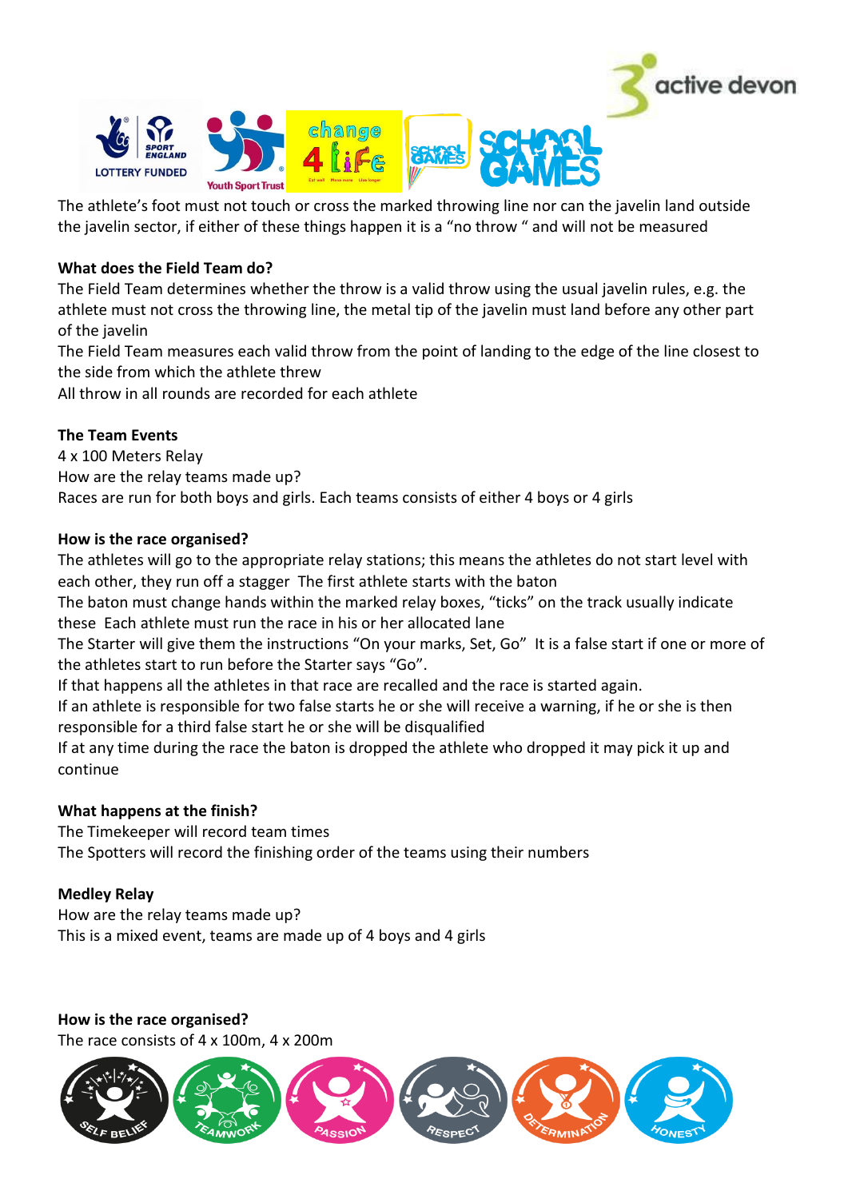The athlete's foot must not touch or cross the marked throwing line nor can the javelin land outside the javelin sector, if either of these things happen it is a "no throw " and will not be measured

**What does the Field Team do?**

The Field Team determines whether the throw is a valid throw using the usual javelin rules, e.g. the athlete must not cross the throwing line, the metal tip of the javelin must land before any other part of the javelin

The Field Team measures each valid throw from the point of landing to the edge of the line closest to the side from which the athlete threw

All throw in all rounds are recorded for each athlete

**The Team Events**

4 x 100 Meters Relay

How are the relay teams made up?

Races are run for both boys and girls. Each teams consists of either 4 boys or 4 girls

**How is the race organised?**

The athletes will go to the appropriate relay stations; this means the athletes do not start level with each other, they run off a stagger The first athlete starts with the baton

The baton must change hands within the marked relay boxes, "ticks" on the track usually indicate these Each athlete must run the race in his or her allocated lane

The Starter will give them the instructions "On your marks, Set, Go" It is a false start if one or more of the athletes start to run before the Starter says "Go".

If that happens all the athletes in that race are recalled and the race is started again.

If an athlete is responsible for two false starts he or she will receive a warning, if he or she is then responsible for a third false start he or she will be disqualified

If at any time during the race the baton is dropped the athlete who dropped it may pick it up and continue

**What happens at the finish?**

The Timekeeper will record team times

The Spotters will record the finishing order of the teams using their numbers

**Medley Relay**

How are the relay teams made up?

This is a mixed event, teams are made up of 4 boys and 4 girls

**How is the race organised?**

The race consists of 4 x 100m, 4 x 200m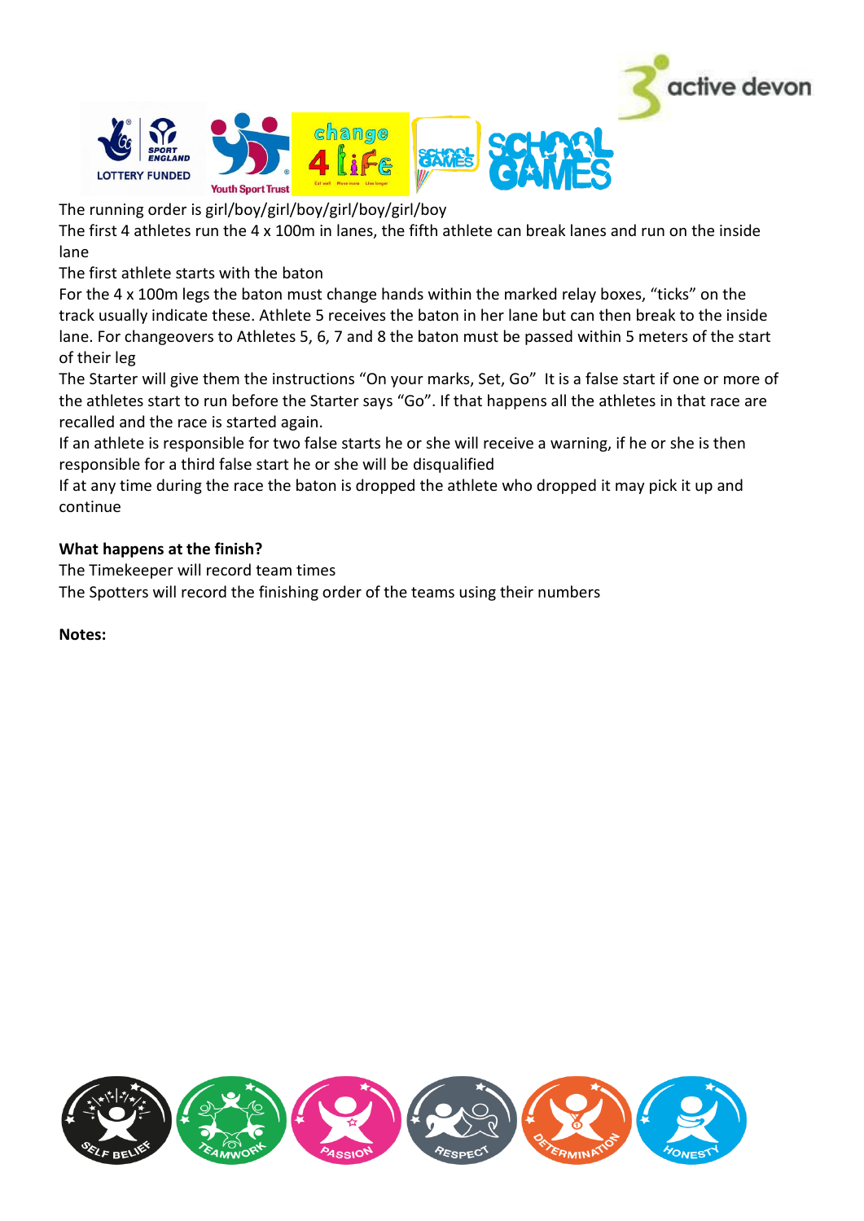The running order is girl/boy/girl/boy/girl/boy/girl/boy

The first 4 athletes run the 4 x 100m in lanes, the fifth athlete can break lanes and run on the inside lane

The first athlete starts with the baton

For the 4 x 100m legs the baton must change hands within the marked relay boxes, "ticks" on the track usually indicate these. Athlete 5 receives the baton in her lane but can then break to the inside lane. For changeovers to Athletes 5, 6, 7 and 8 the baton must be passed within 5 meters of the start of their leg

The Starter will give them the instructions "On your marks, Set, Go" It is a false start if one or more of the athletes start to run before the Starter says "Go". If that happens all the athletes in that race are recalled and the race is started again.

If an athlete is responsible for two false starts he or she will receive a warning, if he or she is then responsible for a third false start he or she will be disqualified

If at any time during the race the baton is dropped the athlete who dropped it may pick it up and continue

**What happens at the finish?**

The Timekeeper will record team times

The Spotters will record the finishing order of the teams using their numbers

**Notes:**